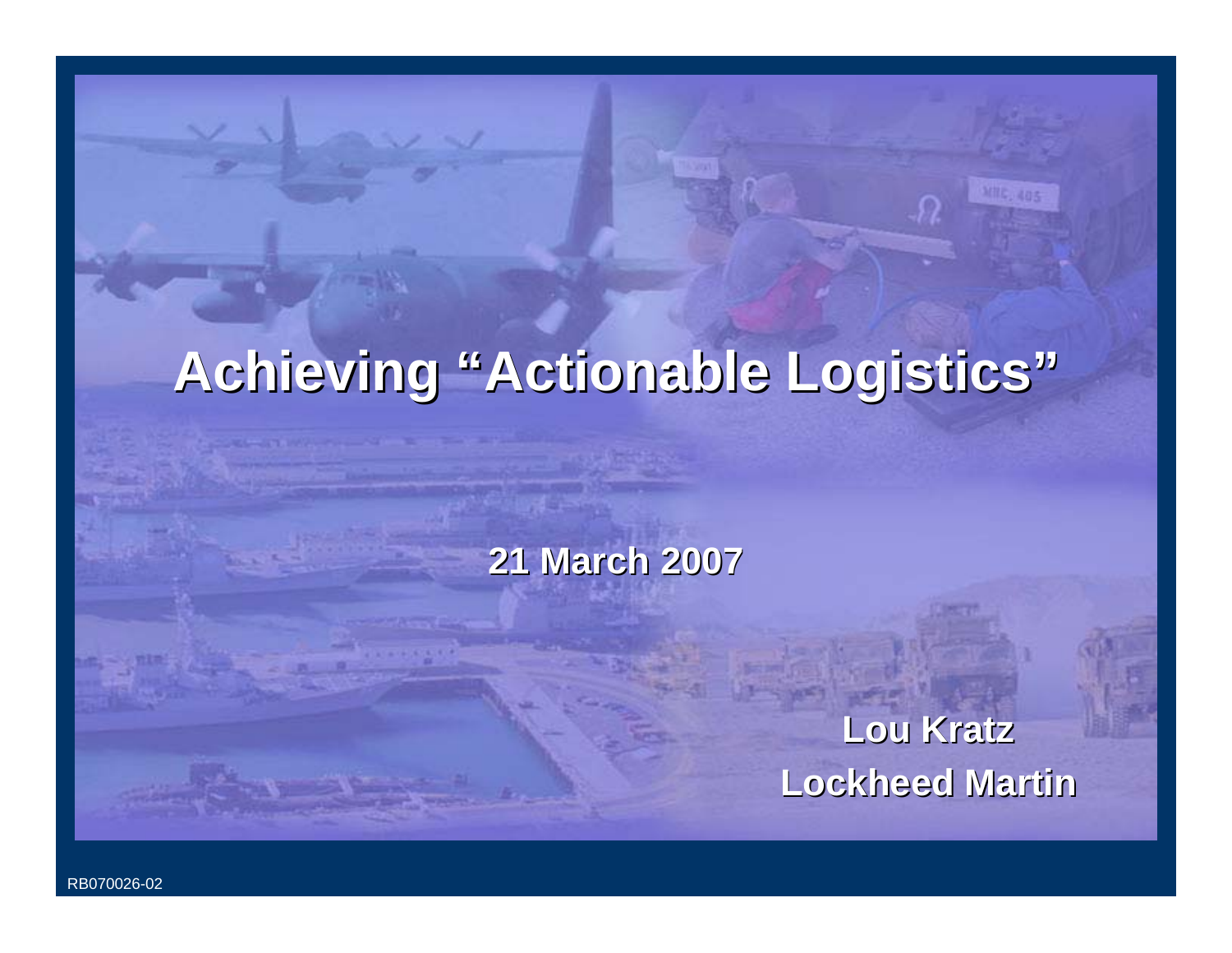# Achieving "Actionable Logistics"

**21 March 2007**

**Lou Kratz**
**Lockheed Martin**

RB070026-02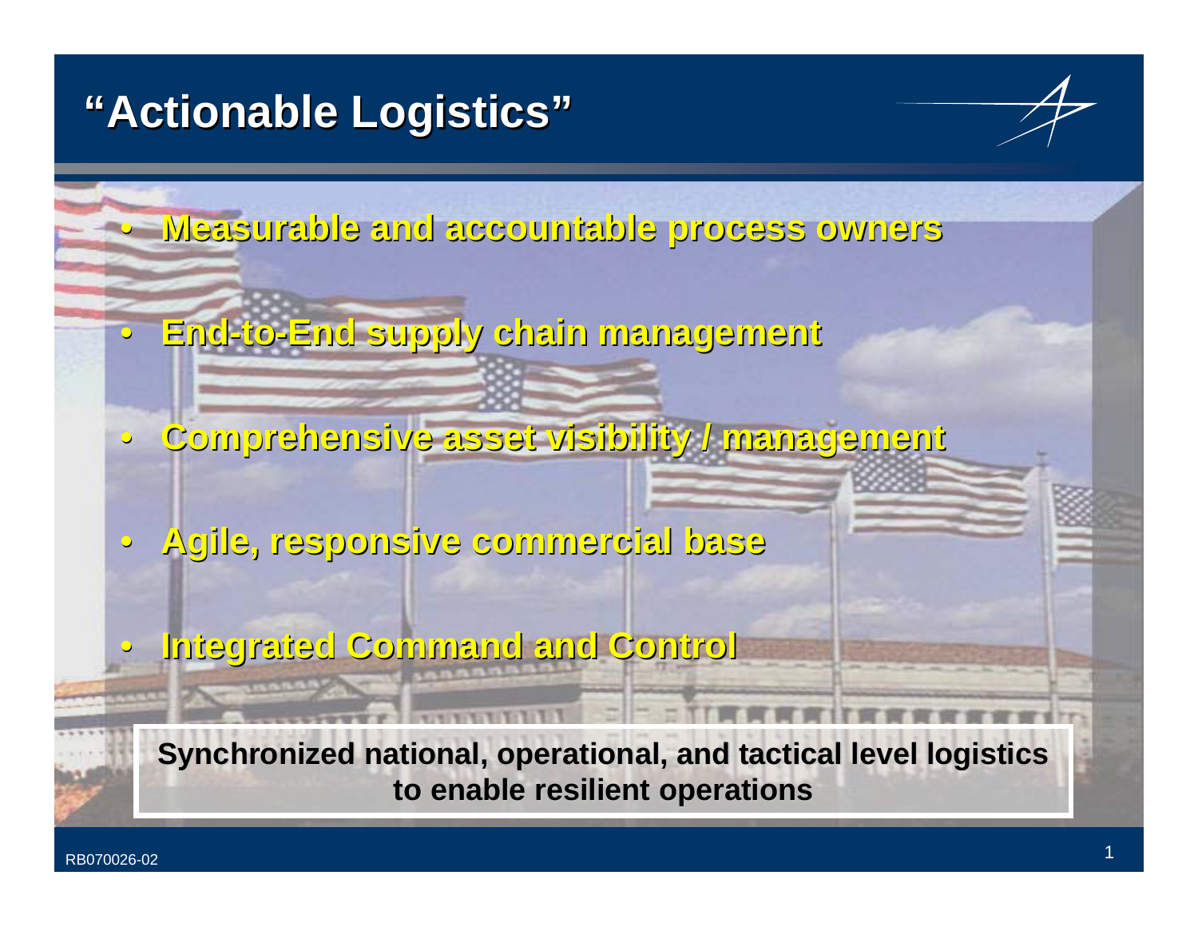# "Actionable Logistics"

- **Measurable and accountable process owners**
- **End-to-End supply chain management**
- **Comprehensive asset visibility / management**
- **Agile, responsive commercial base**
- **Integrated Command and Control**

**Synchronized national, operational, and tactical level logistics to enable resilient operations**

RB070026-02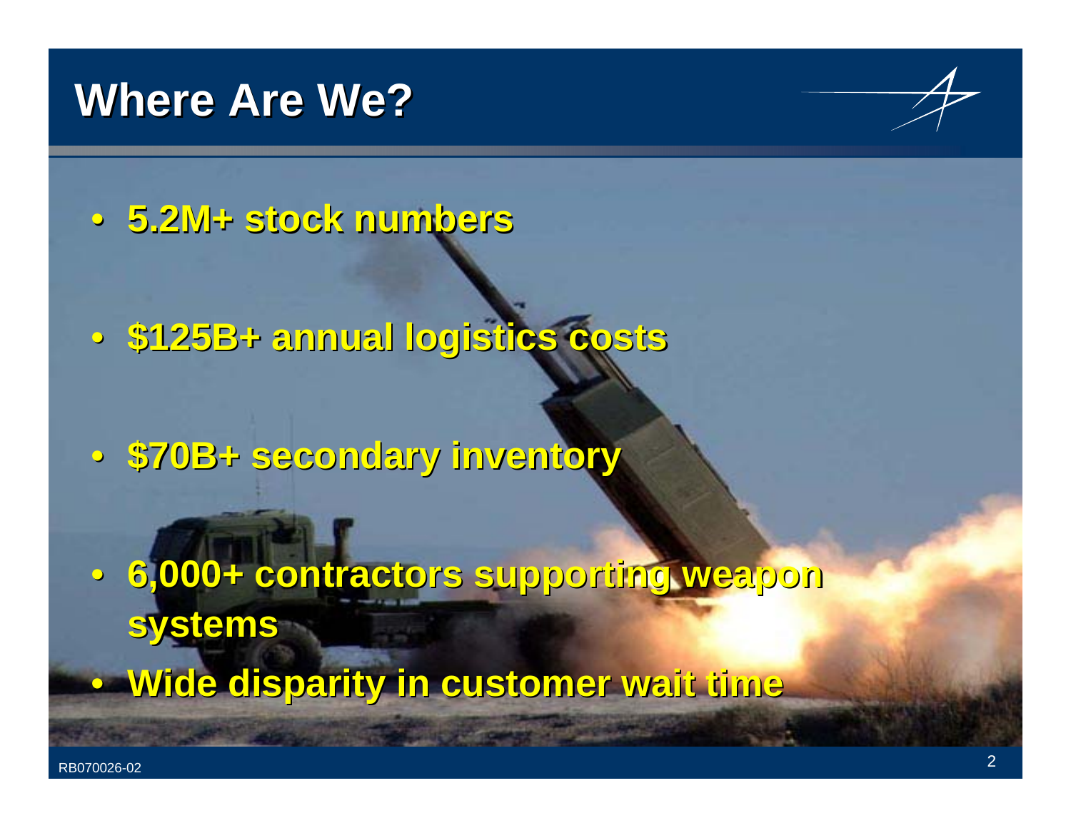# Where Are We?

- 5.2M+ stock numbers
- $125B+ annual logistics costs
- $70B+ secondary inventory
- 6,000+ contractors supporting weapon systems
- Wide disparity in customer wait time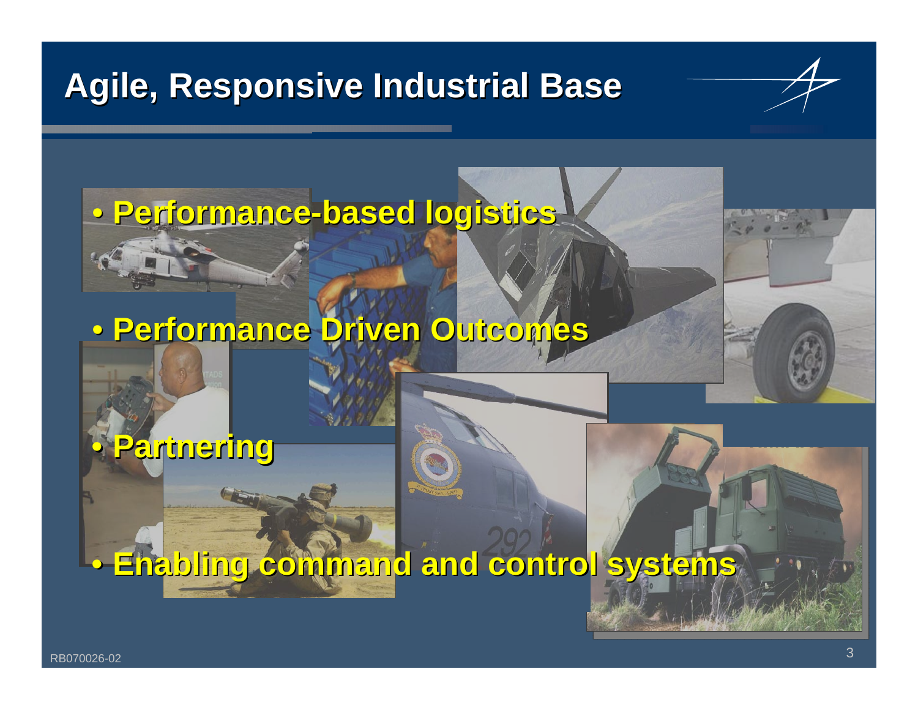# Agile, Responsive Industrial Base

- **Performance-based logistics**
- **Performance Driven Outcomes**
- **Partnering**
- **Enabling command and control systems**

RB070026-02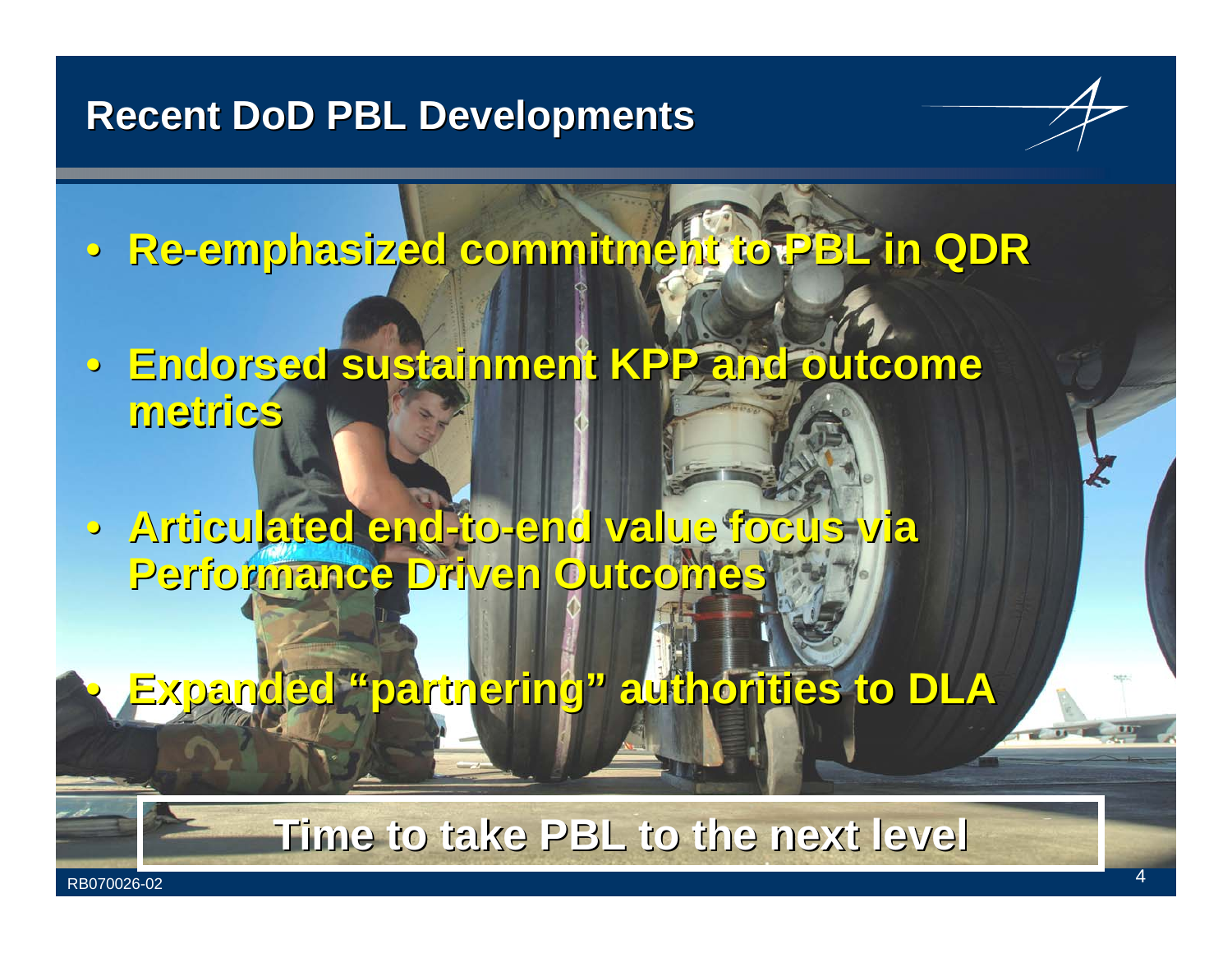# Recent DoD PBL Developments

- **Re-emphasized commitment to PBL in QDR**
- **Endorsed sustainment KPP and outcome metrics**
- **Articulated end-to-end value focus via Performance Driven Outcomes**
- **Expanded "partnering" authorities to DLA**

**Time to take PBL to the next level**

RB070026-02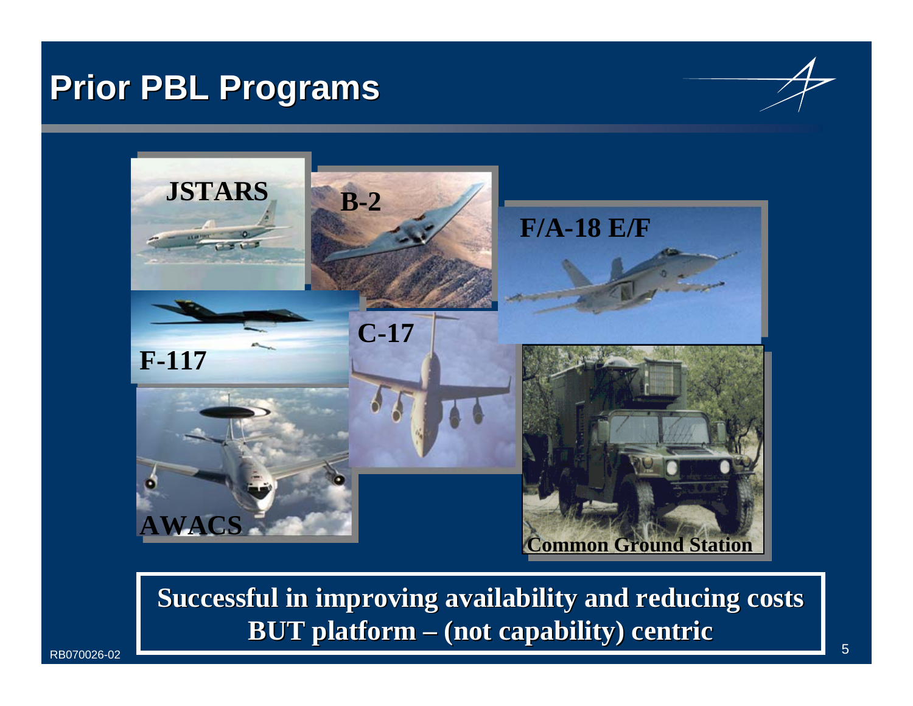# Prior PBL Programs

JSTARS

B-2

F/A-18 E/F

F-117

C-17

AWACS

Common Ground Station

**Successful in improving availability and reducing costs BUT platform – (not capability) centric**

RB070026-02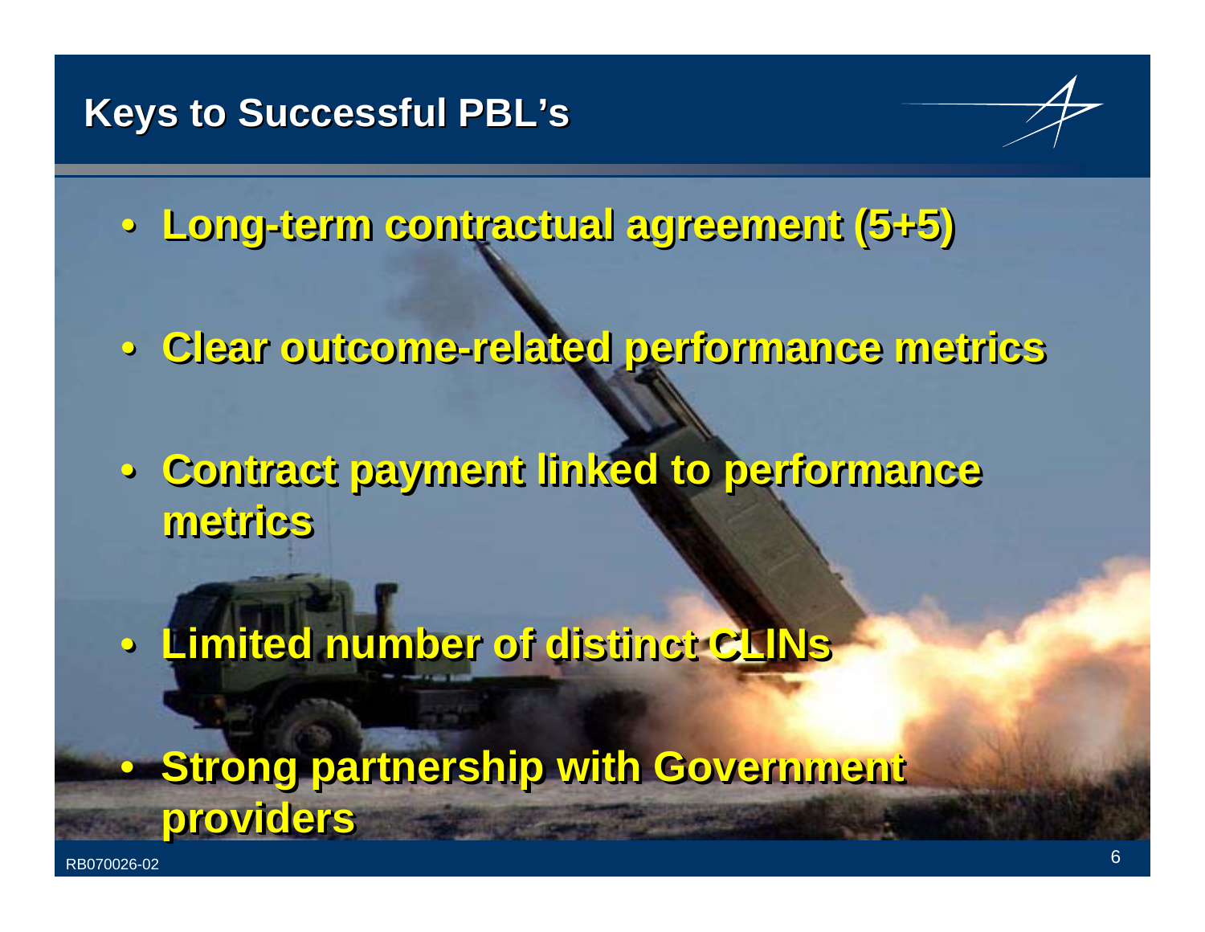# Keys to Successful PBL's

- **Long-term contractual agreement (5+5)**
- **Clear outcome-related performance metrics**
- **Contract payment linked to performance metrics**
- **Limited number of distinct CLINs**
- **Strong partnership with Government providers**

RB070026-02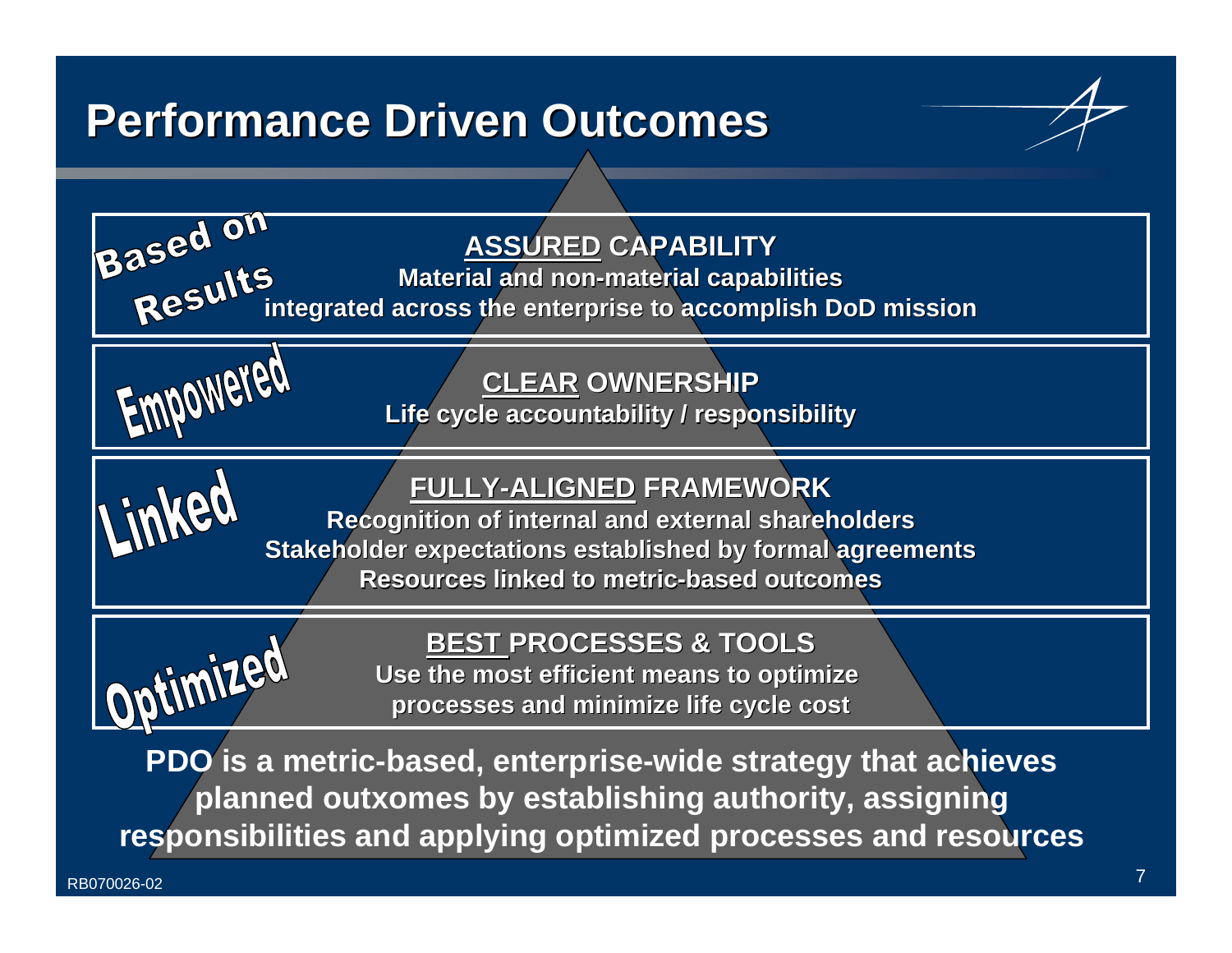# Performance Driven Outcomes

**Based on Results**

**<u>ASSURED</u> CAPABILITY**

**Material and non-material capabilities integrated across the enterprise to accomplish DoD mission**

**Empowered**

**<u>CLEAR</u> OWNERSHIP**

**Life cycle accountability / responsibility**

**Linked**

**<u>FULLY-ALIGNED</u> FRAMEWORK**

**Recognition of internal and external shareholders**
**Stakeholder expectations established by formal agreements**
**Resources linked to metric-based outcomes**

**Optimized**

**<u>BEST</u> PROCESSES & TOOLS**

**Use the most efficient means to optimize processes and minimize life cycle cost**

**PDO is a metric-based, enterprise-wide strategy that achieves planned outxomes by establishing authority, assigning responsibilities and applying optimized processes and resources**

RB070026-02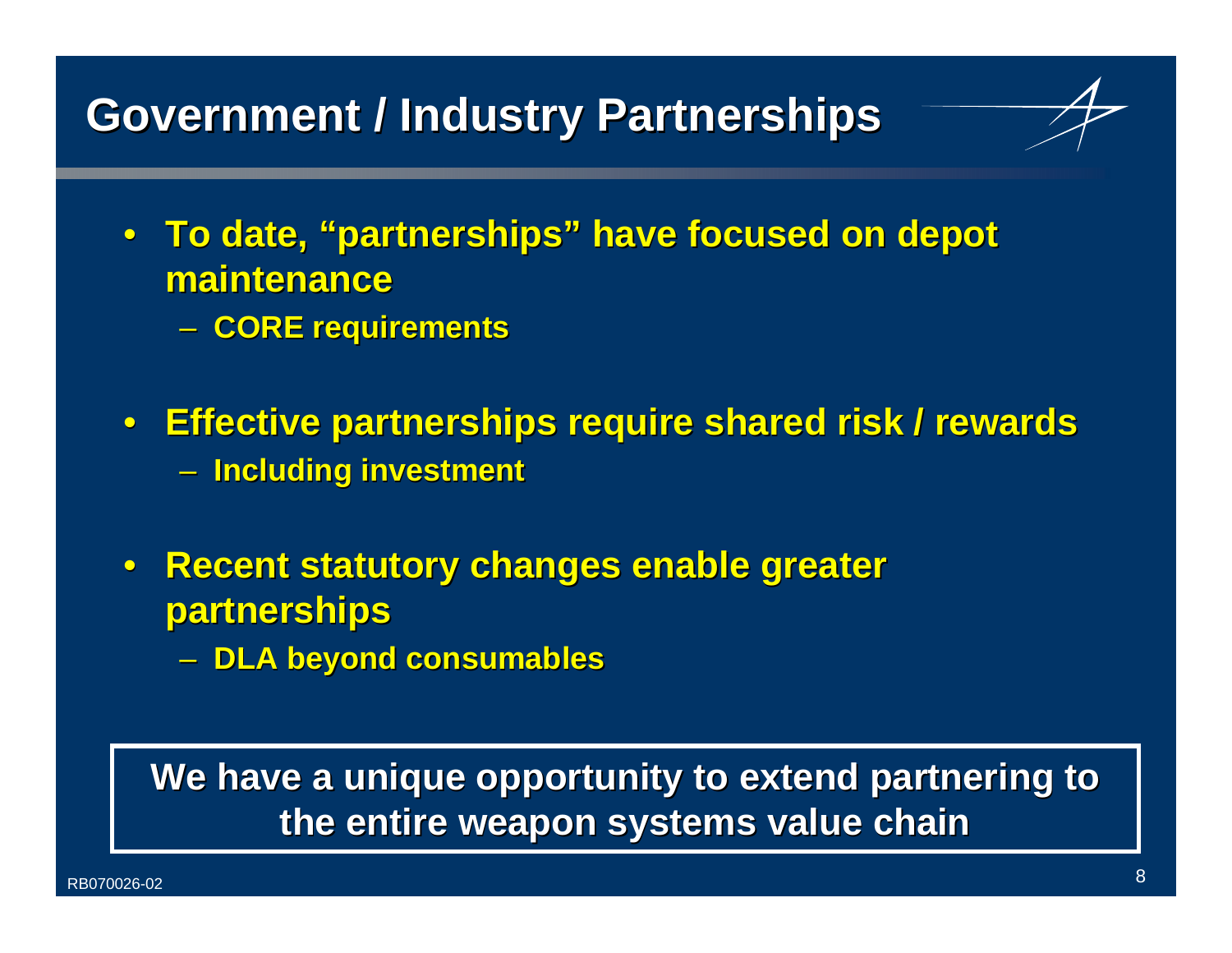# Government / Industry Partnerships

- **To date, “partnerships” have focused on depot maintenance**
  - **CORE requirements**
- **Effective partnerships require shared risk / rewards**
  - **Including investment**
- **Recent statutory changes enable greater partnerships**
  - **DLA beyond consumables**

**We have a unique opportunity to extend partnering to the entire weapon systems value chain**

RB070026-02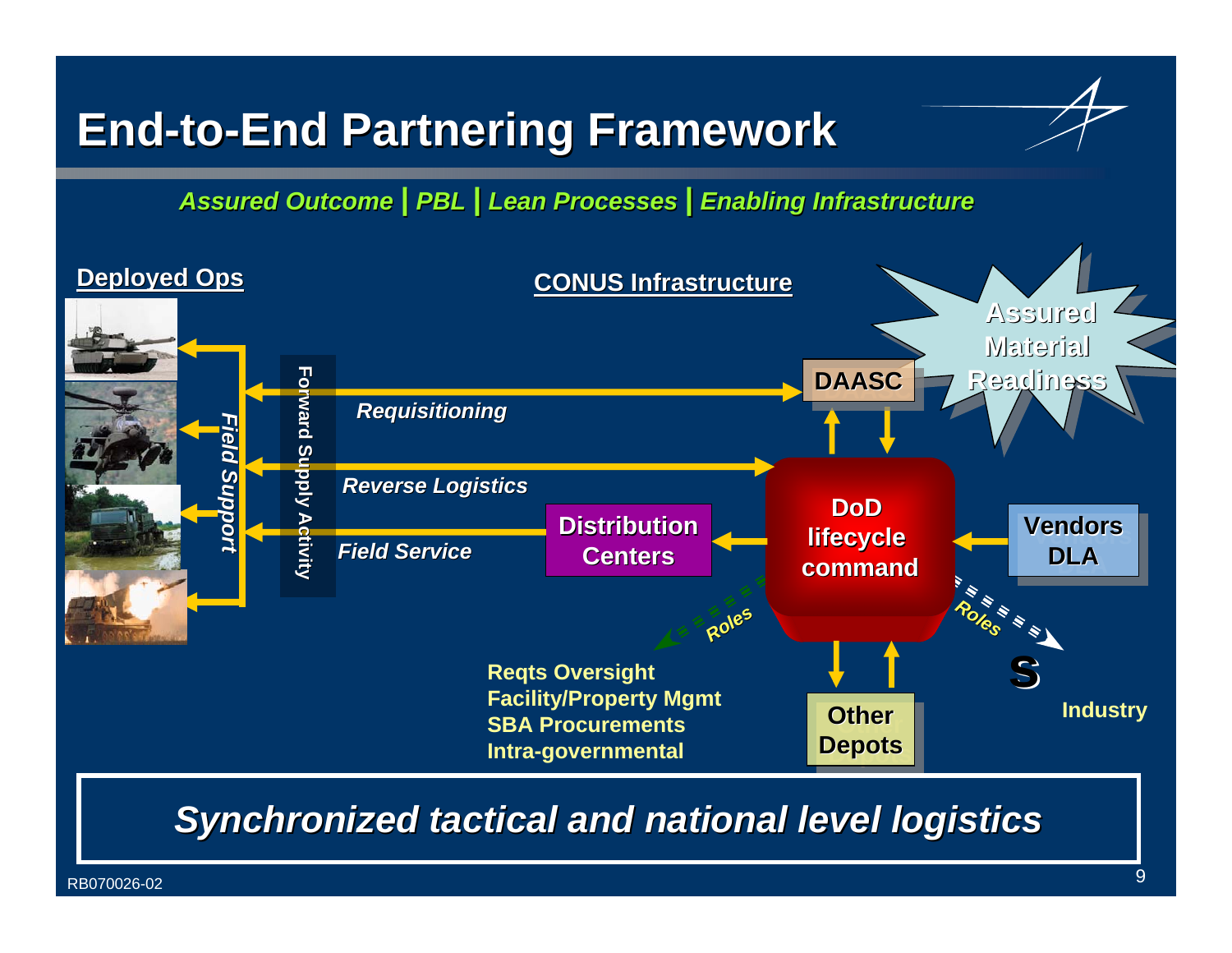# End-to-End Partnering Framework

*Assured Outcome* | *PBL* | *Lean Processes* | *Enabling Infrastructure*

**Deployed Ops**

**CONUS Infrastructure**

*Field Support*

Forward Supply Activity

*Requisitioning*

*Reverse Logistics*

*Field Service*

DAASC

Assured Material Readiness

Distribution Centers

DoD lifecycle command

Vendors DLA

*Roles*

*Roles*

Reqts Oversight
Facility/Property Mgmt
SBA Procurements
Intra-governmental

Other Depots

Industry

*Synchronized tactical and national level logistics*

RB070026-02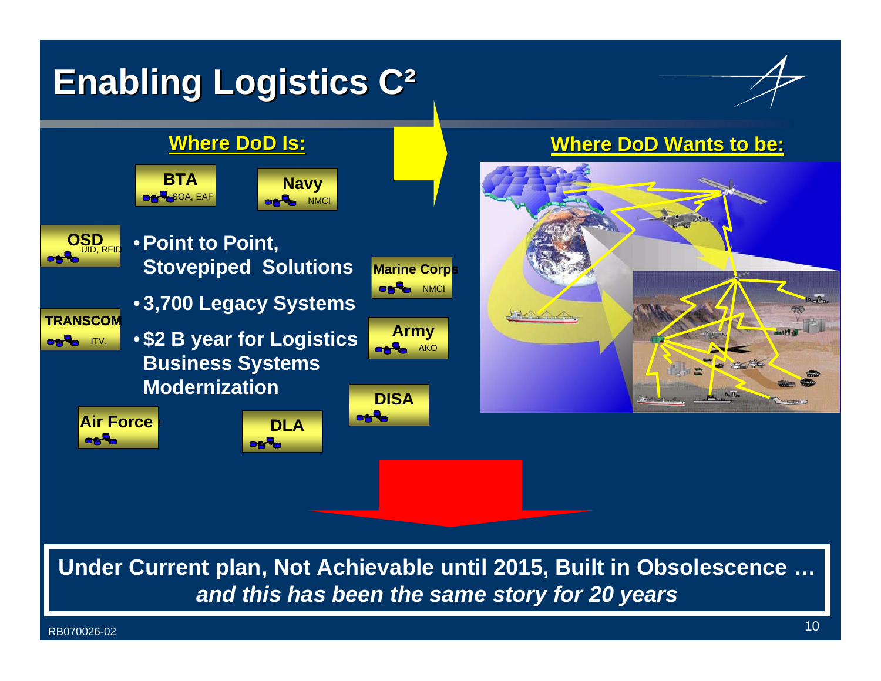# Enabling Logistics C²

**Where DoD Is:**

BTA — SOA, EAF

Navy — NMCI

OSD — UID, RFID

TRANSCOM — ITV,

Marine Corps — NMCI

Army — AKO

DISA

Air Force

DLA

- **Point to Point, Stovepiped Solutions**
- **3,700 Legacy Systems**
- **$2 B year for Logistics Business Systems Modernization**

**Where DoD Wants to be:**

**Under Current plan, Not Achievable until 2015, Built in Obsolescence …**
***and this has been the same story for 20 years***

RB070026-02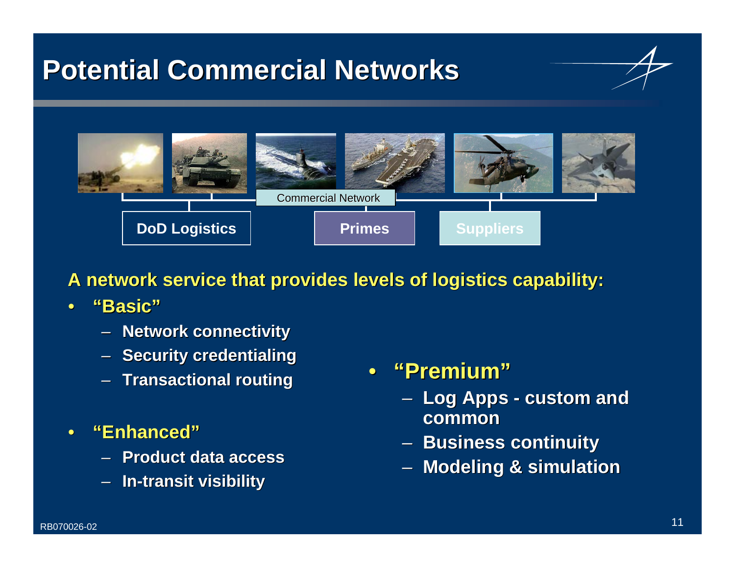# Potential Commercial Networks

Commercial Network

**DoD Logistics** | **Primes** | **Suppliers**

**A network service that provides levels of logistics capability:**

- **"Basic"**
  - Network connectivity
  - Security credentialing
  - Transactional routing
- **"Enhanced"**
  - Product data access
  - In-transit visibility
- **"Premium"**
  - Log Apps - custom and common
  - Business continuity
  - Modeling & simulation

RB070026-02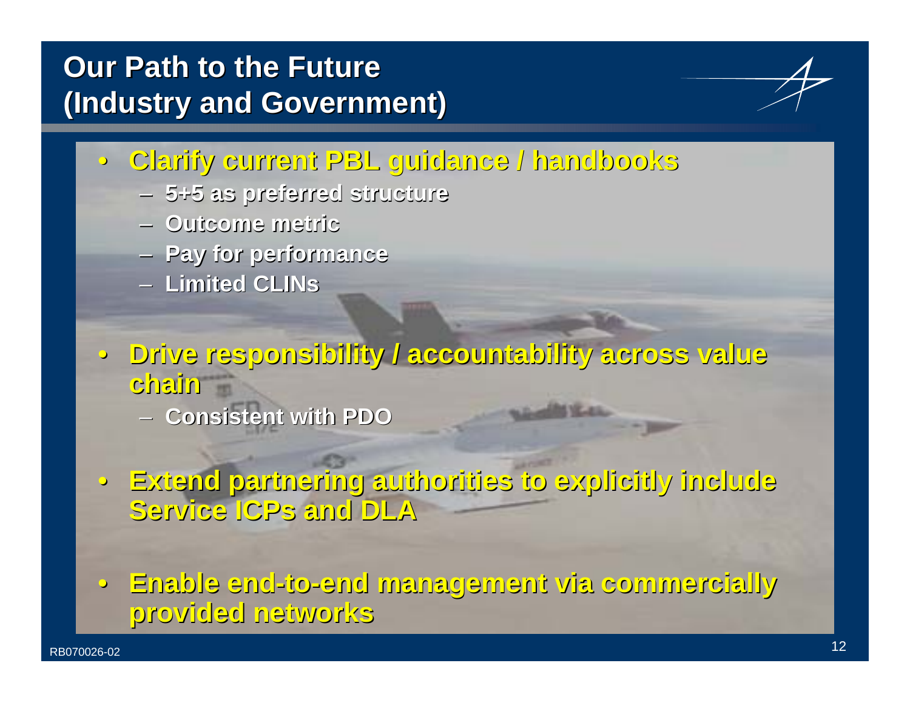# Our Path to the Future (Industry and Government)

- **Clarify current PBL guidance / handbooks**
  - **5+5 as preferred structure**
  - **Outcome metric**
  - **Pay for performance**
  - **Limited CLINs**
- **Drive responsibility / accountability across value chain**
  - **Consistent with PDO**
- **Extend partnering authorities to explicitly include Service ICPs and DLA**
- **Enable end-to-end management via commercially provided networks**

RB070026-02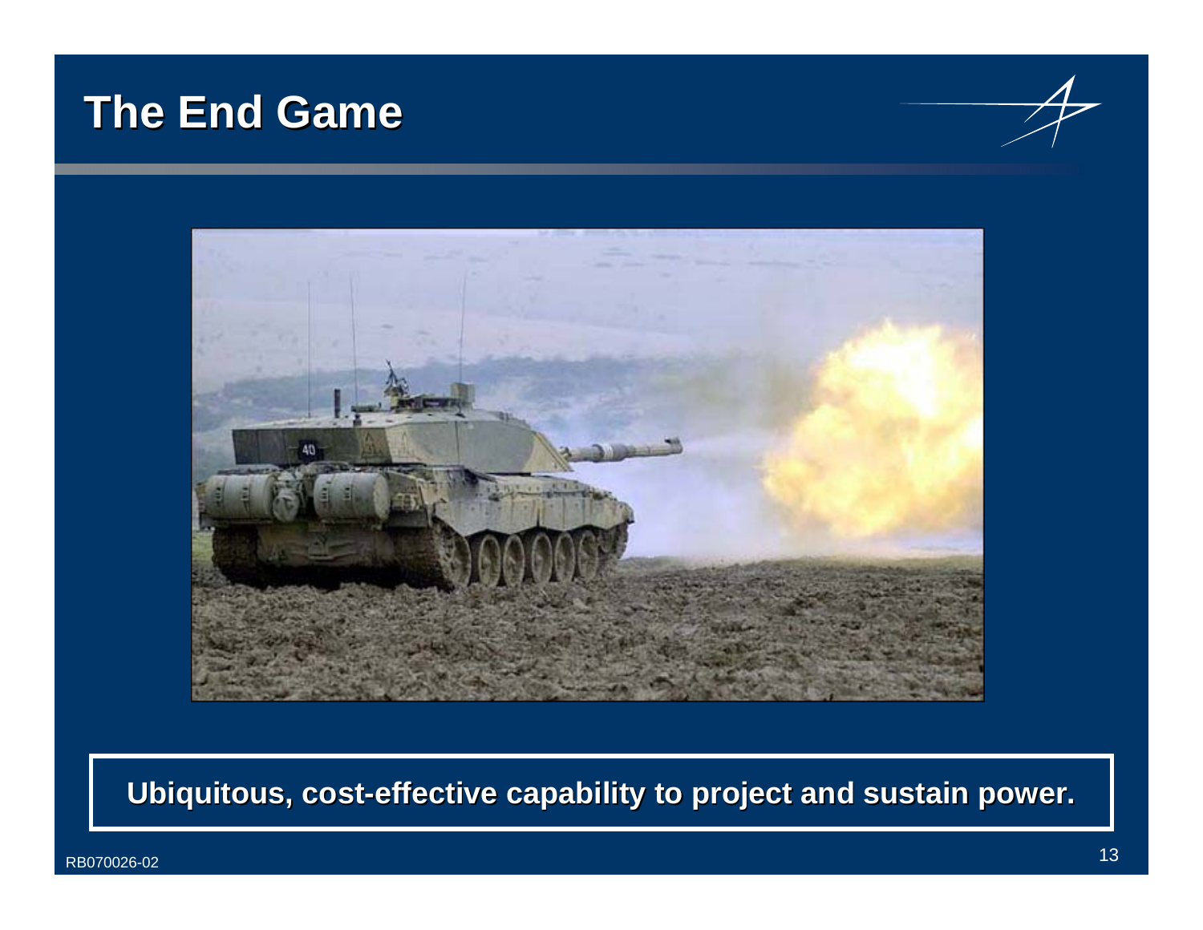# The End Game

**Ubiquitous, cost-effective capability to project and sustain power.**

RB070026-02